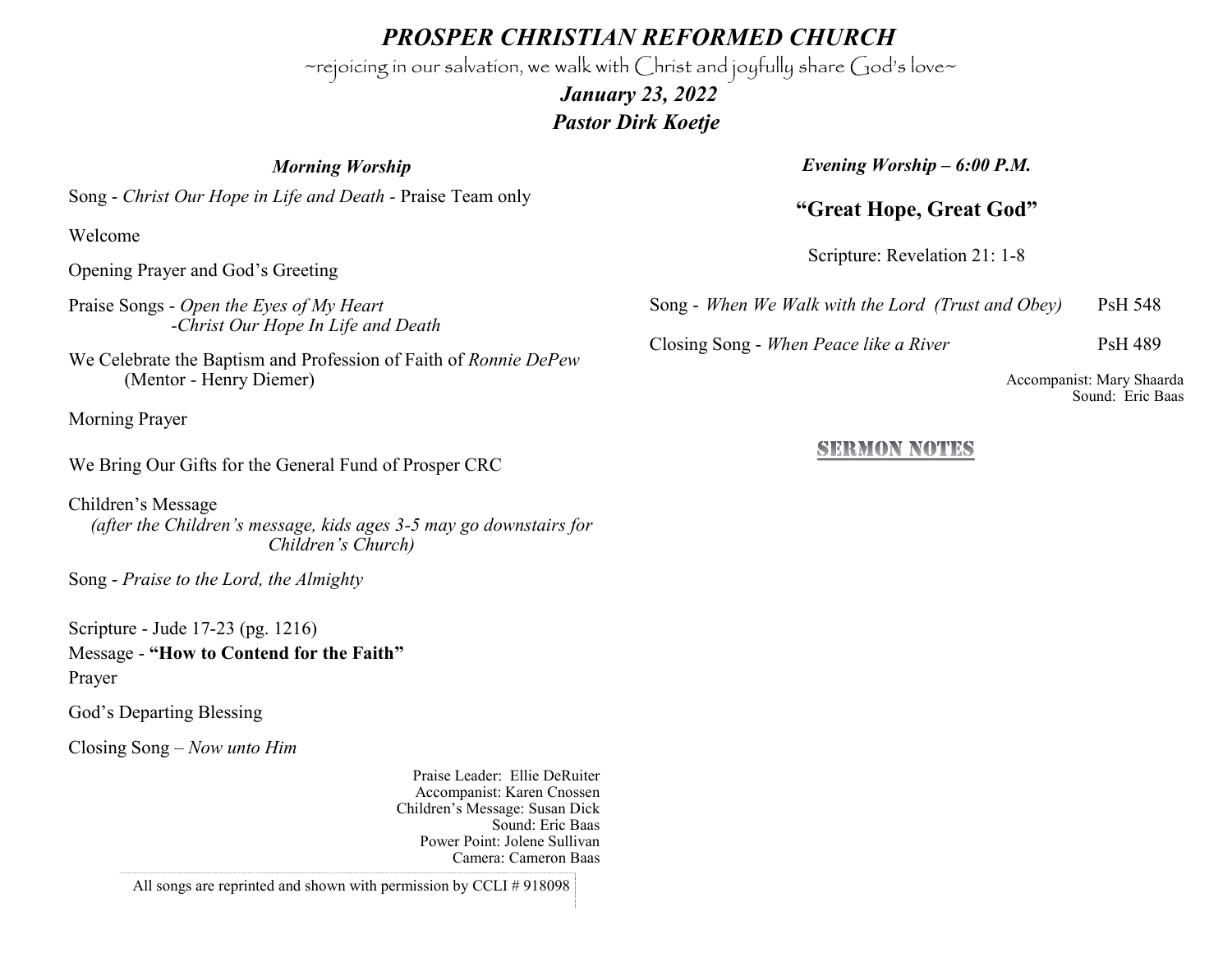# *PROSPER CHRISTIAN REFORMED CHURCH*

~rejoicing in our salvation, we walk with Christ and joyfully share God's love~

***January 23, 2022***

***Pastor Dirk Koetje***

### *Morning Worship*

Song - *Christ Our Hope in Life and Death* - Praise Team only

Welcome

Opening Prayer and God's Greeting

Praise Songs - *Open the Eyes of My Heart*
*-Christ Our Hope In Life and Death*

We Celebrate the Baptism and Profession of Faith of *Ronnie DePew*
(Mentor - Henry Diemer)

Morning Prayer

We Bring Our Gifts for the General Fund of Prosper CRC

Children's Message
*(after the Children's message, kids ages 3-5 may go downstairs for Children's Church)*

Song - *Praise to the Lord, the Almighty*

Scripture - Jude 17-23 (pg. 1216)

Message - **"How to Contend for the Faith"**

Prayer

God's Departing Blessing

Closing Song – *Now unto Him*

Praise Leader: Ellie DeRuiter
Accompanist: Karen Cnossen
Children's Message: Susan Dick
Sound: Eric Baas
Power Point: Jolene Sullivan
Camera: Cameron Baas

All songs are reprinted and shown with permission by CCLI # 918098

### *Evening Worship – 6:00 P.M.*

## "Great Hope, Great God"

Scripture: Revelation 21: 1-8

Song - *When We Walk with the Lord (Trust and Obey)* PsH 548

Closing Song - *When Peace like a River* PsH 489

Accompanist: Mary Shaarda
Sound: Eric Baas

## SERMON NOTES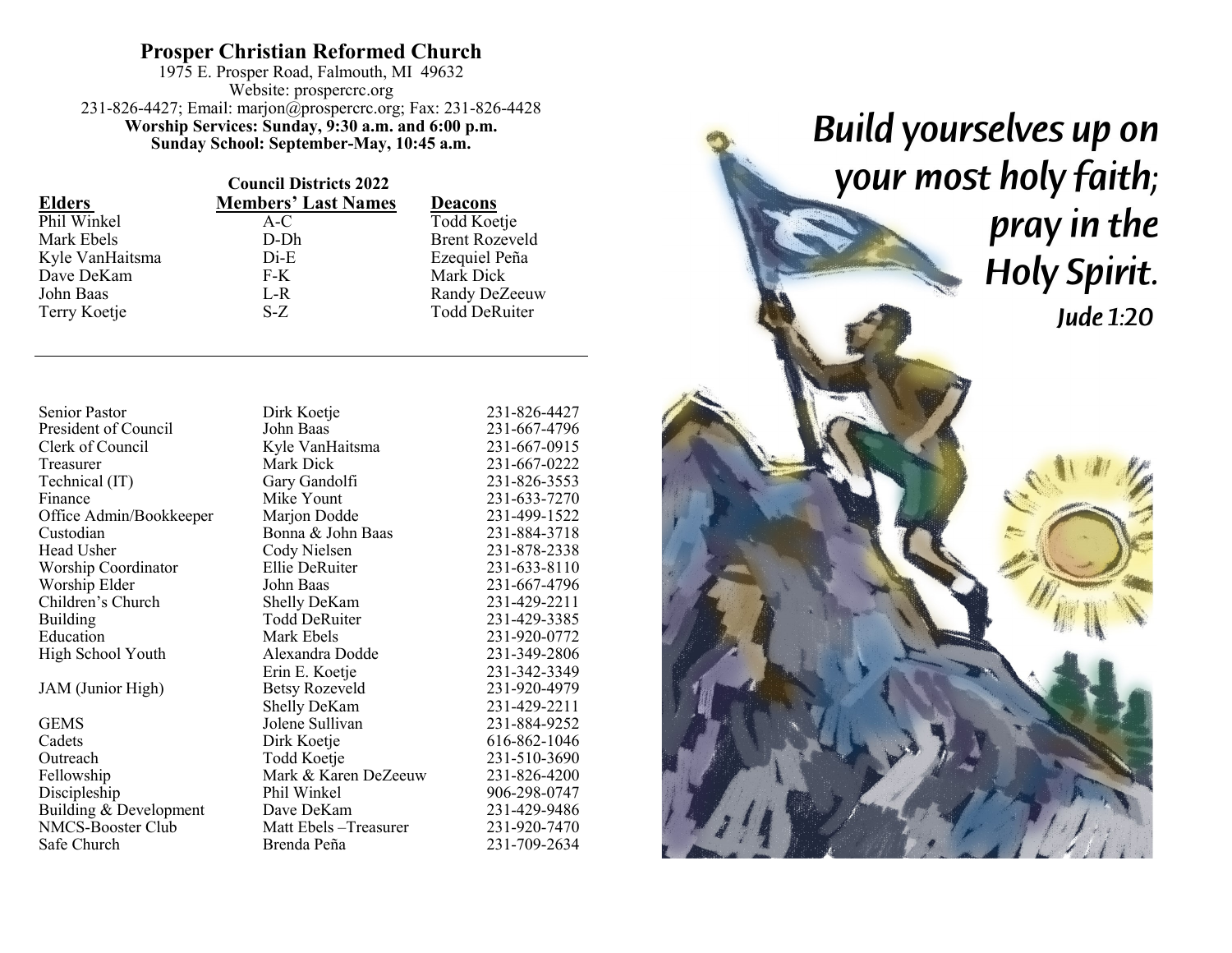## Prosper Christian Reformed Church

1975 E. Prosper Road, Falmouth, MI 49632
Website: prospercrc.org
231-826-4427; Email: marjon@prospercrc.org; Fax: 231-826-4428
**Worship Services: Sunday, 9:30 a.m. and 6:00 p.m.**
**Sunday School: September-May, 10:45 a.m.**

**Council Districts 2022**

| Elders | Members' Last Names | Deacons |
|---|---|---|
| Phil Winkel | A-C | Todd Koetje |
| Mark Ebels | D-Dh | Brent Rozeveld |
| Kyle VanHaitsma | Di-E | Ezequiel Peña |
| Dave DeKam | F-K | Mark Dick |
| John Baas | L-R | Randy DeZeeuw |
| Terry Koetje | S-Z | Todd DeRuiter |

---

| | | |
|---|---|---|
| Senior Pastor | Dirk Koetje | 231-826-4427 |
| President of Council | John Baas | 231-667-4796 |
| Clerk of Council | Kyle VanHaitsma | 231-667-0915 |
| Treasurer | Mark Dick | 231-667-0222 |
| Technical (IT) | Gary Gandolfi | 231-826-3553 |
| Finance | Mike Yount | 231-633-7270 |
| Office Admin/Bookkeeper | Marjon Dodde | 231-499-1522 |
| Custodian | Bonna & John Baas | 231-884-3718 |
| Head Usher | Cody Nielsen | 231-878-2338 |
| Worship Coordinator | Ellie DeRuiter | 231-633-8110 |
| Worship Elder | John Baas | 231-667-4796 |
| Children's Church | Shelly DeKam | 231-429-2211 |
| Building | Todd DeRuiter | 231-429-3385 |
| Education | Mark Ebels | 231-920-0772 |
| High School Youth | Alexandra Dodde | 231-349-2806 |
| | Erin E. Koetje | 231-342-3349 |
| JAM (Junior High) | Betsy Rozeveld | 231-920-4979 |
| | Shelly DeKam | 231-429-2211 |
| GEMS | Jolene Sullivan | 231-884-9252 |
| Cadets | Dirk Koetje | 616-862-1046 |
| Outreach | Todd Koetje | 231-510-3690 |
| Fellowship | Mark & Karen DeZeeuw | 231-826-4200 |
| Discipleship | Phil Winkel | 906-298-0747 |
| Building & Development | Dave DeKam | 231-429-9486 |
| NMCS-Booster Club | Matt Ebels –Treasurer | 231-920-7470 |
| Safe Church | Brenda Peña | 231-709-2634 |

*Build yourselves up on your most holy faith; pray in the Holy Spirit.*
*Jude 1:20*